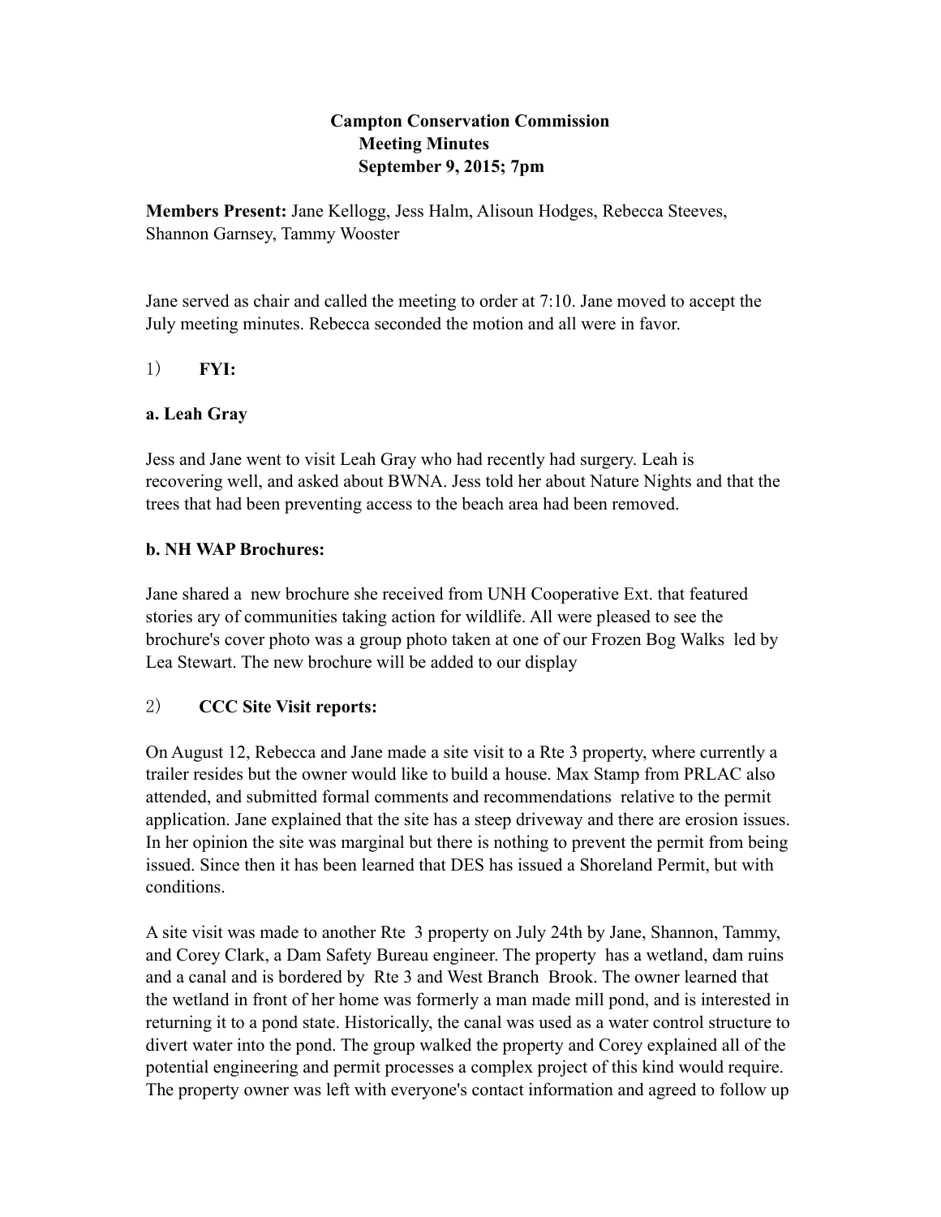**Campton Conservation Commission**
**Meeting Minutes**
**September 9, 2015; 7pm**

**Members Present:** Jane Kellogg, Jess Halm, Alisoun Hodges, Rebecca Steeves, Shannon Garnsey, Tammy Wooster

Jane served as chair and called the meeting to order at 7:10. Jane moved to accept the July meeting minutes. Rebecca seconded the motion and all were in favor.

1) **FYI:**

**a. Leah Gray**

Jess and Jane went to visit Leah Gray who had recently had surgery. Leah is recovering well, and asked about BWNA. Jess told her about Nature Nights and that the trees that had been preventing access to the beach area had been removed.

**b. NH WAP Brochures:**

Jane shared a new brochure she received from UNH Cooperative Ext. that featured stories ary of communities taking action for wildlife. All were pleased to see the brochure's cover photo was a group photo taken at one of our Frozen Bog Walks led by Lea Stewart. The new brochure will be added to our display

2) **CCC Site Visit reports:**

On August 12, Rebecca and Jane made a site visit to a Rte 3 property, where currently a trailer resides but the owner would like to build a house. Max Stamp from PRLAC also attended, and submitted formal comments and recommendations relative to the permit application. Jane explained that the site has a steep driveway and there are erosion issues. In her opinion the site was marginal but there is nothing to prevent the permit from being issued. Since then it has been learned that DES has issued a Shoreland Permit, but with conditions.

A site visit was made to another Rte 3 property on July 24th by Jane, Shannon, Tammy, and Corey Clark, a Dam Safety Bureau engineer. The property has a wetland, dam ruins and a canal and is bordered by Rte 3 and West Branch Brook. The owner learned that the wetland in front of her home was formerly a man made mill pond, and is interested in returning it to a pond state. Historically, the canal was used as a water control structure to divert water into the pond. The group walked the property and Corey explained all of the potential engineering and permit processes a complex project of this kind would require. The property owner was left with everyone's contact information and agreed to follow up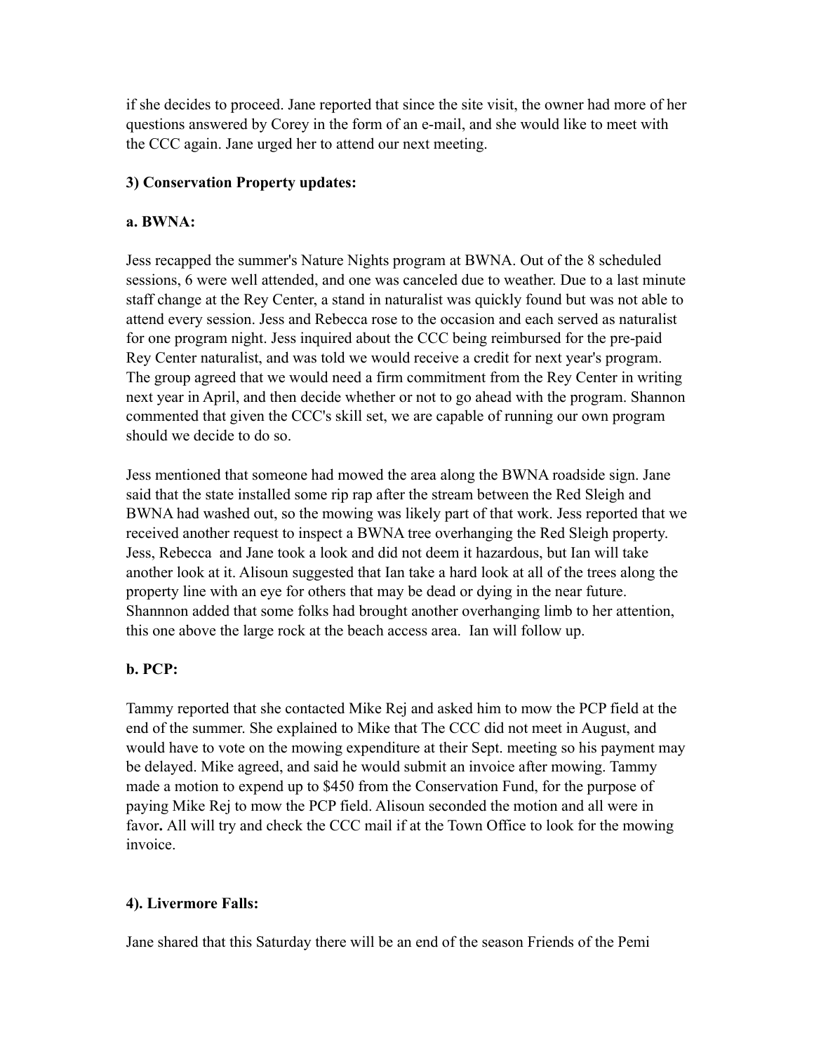if she decides to proceed. Jane reported that since the site visit, the owner had more of her questions answered by Corey in the form of an e-mail, and she would like to meet with the CCC again. Jane urged her to attend our next meeting.

**3) Conservation Property updates:**

**a. BWNA:**

Jess recapped the summer's Nature Nights program at BWNA. Out of the 8 scheduled sessions, 6 were well attended, and one was canceled due to weather. Due to a last minute staff change at the Rey Center, a stand in naturalist was quickly found but was not able to attend every session. Jess and Rebecca rose to the occasion and each served as naturalist for one program night. Jess inquired about the CCC being reimbursed for the pre-paid Rey Center naturalist, and was told we would receive a credit for next year's program. The group agreed that we would need a firm commitment from the Rey Center in writing next year in April, and then decide whether or not to go ahead with the program. Shannon commented that given the CCC's skill set, we are capable of running our own program should we decide to do so.

Jess mentioned that someone had mowed the area along the BWNA roadside sign. Jane said that the state installed some rip rap after the stream between the Red Sleigh and BWNA had washed out, so the mowing was likely part of that work. Jess reported that we received another request to inspect a BWNA tree overhanging the Red Sleigh property. Jess, Rebecca and Jane took a look and did not deem it hazardous, but Ian will take another look at it. Alisoun suggested that Ian take a hard look at all of the trees along the property line with an eye for others that may be dead or dying in the near future. Shannnon added that some folks had brought another overhanging limb to her attention, this one above the large rock at the beach access area. Ian will follow up.

**b. PCP:**

Tammy reported that she contacted Mike Rej and asked him to mow the PCP field at the end of the summer. She explained to Mike that The CCC did not meet in August, and would have to vote on the mowing expenditure at their Sept. meeting so his payment may be delayed. Mike agreed, and said he would submit an invoice after mowing. Tammy made a motion to expend up to $450 from the Conservation Fund, for the purpose of paying Mike Rej to mow the PCP field. Alisoun seconded the motion and all were in favor**.** All will try and check the CCC mail if at the Town Office to look for the mowing invoice.

**4). Livermore Falls:**

Jane shared that this Saturday there will be an end of the season Friends of the Pemi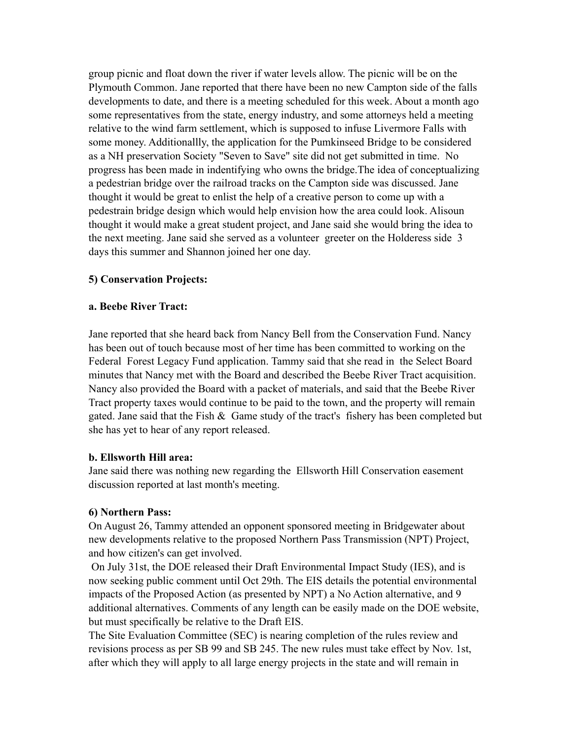group picnic and float down the river if water levels allow. The picnic will be on the Plymouth Common. Jane reported that there have been no new Campton side of the falls developments to date, and there is a meeting scheduled for this week. About a month ago some representatives from the state, energy industry, and some attorneys held a meeting relative to the wind farm settlement, which is supposed to infuse Livermore Falls with some money. Additionallly, the application for the Pumkinseed Bridge to be considered as a NH preservation Society "Seven to Save" site did not get submitted in time.  No progress has been made in indentifying who owns the bridge.The idea of conceptualizing a pedestrian bridge over the railroad tracks on the Campton side was discussed. Jane thought it would be great to enlist the help of a creative person to come up with a pedestrain bridge design which would help envision how the area could look. Alisoun thought it would make a great student project, and Jane said she would bring the idea to the next meeting. Jane said she served as a volunteer  greeter on the Holderess side  3 days this summer and Shannon joined her one day.

**5) Conservation Projects:**

**a. Beebe River Tract:**

Jane reported that she heard back from Nancy Bell from the Conservation Fund. Nancy has been out of touch because most of her time has been committed to working on the Federal  Forest Legacy Fund application. Tammy said that she read in  the Select Board minutes that Nancy met with the Board and described the Beebe River Tract acquisition. Nancy also provided the Board with a packet of materials, and said that the Beebe River Tract property taxes would continue to be paid to the town, and the property will remain gated. Jane said that the Fish &  Game study of the tract's  fishery has been completed but she has yet to hear of any report released.

**b. Ellsworth Hill area:**

Jane said there was nothing new regarding the  Ellsworth Hill Conservation easement discussion reported at last month's meeting.

**6) Northern Pass:**

On August 26, Tammy attended an opponent sponsored meeting in Bridgewater about new developments relative to the proposed Northern Pass Transmission (NPT) Project, and how citizen's can get involved.

On July 31st, the DOE released their Draft Environmental Impact Study (IES), and is now seeking public comment until Oct 29th. The EIS details the potential environmental impacts of the Proposed Action (as presented by NPT) a No Action alternative, and 9 additional alternatives. Comments of any length can be easily made on the DOE website, but must specifically be relative to the Draft EIS.

The Site Evaluation Committee (SEC) is nearing completion of the rules review and revisions process as per SB 99 and SB 245. The new rules must take effect by Nov. 1st, after which they will apply to all large energy projects in the state and will remain in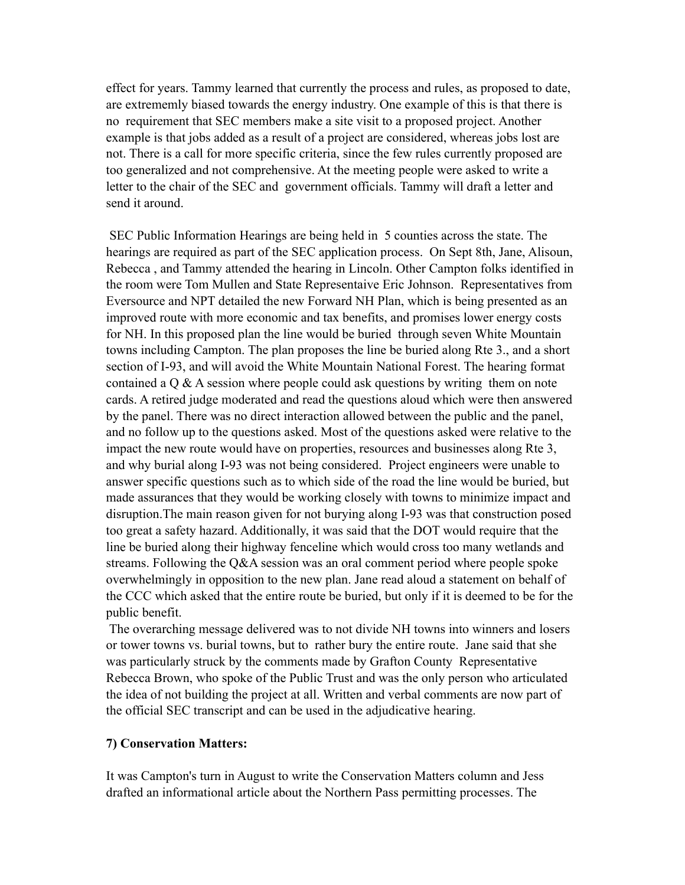effect for years. Tammy learned that currently the process and rules, as proposed to date, are extrememly biased towards the energy industry. One example of this is that there is no requirement that SEC members make a site visit to a proposed project. Another example is that jobs added as a result of a project are considered, whereas jobs lost are not. There is a call for more specific criteria, since the few rules currently proposed are too generalized and not comprehensive. At the meeting people were asked to write a letter to the chair of the SEC and government officials. Tammy will draft a letter and send it around.

SEC Public Information Hearings are being held in 5 counties across the state. The hearings are required as part of the SEC application process. On Sept 8th, Jane, Alisoun, Rebecca , and Tammy attended the hearing in Lincoln. Other Campton folks identified in the room were Tom Mullen and State Represetaive Eric Johnson. Representatives from Eversource and NPT detailed the new Forward NH Plan, which is being presented as an improved route with more economic and tax benefits, and promises lower energy costs for NH. In this proposed plan the line would be buried through seven White Mountain towns including Campton. The plan proposes the line be buried along Rte 3., and a short section of I-93, and will avoid the White Mountain National Forest. The hearing format contained a Q & A session where people could ask questions by writing them on note cards. A retired judge moderated and read the questions aloud which were then answered by the panel. There was no direct interaction allowed between the public and the panel, and no follow up to the questions asked. Most of the questions asked were relative to the impact the new route would have on properties, resources and businesses along Rte 3, and why burial along I-93 was not being considered. Project engineers were unable to answer specific questions such as to which side of the road the line would be buried, but made assurances that they would be working closely with towns to minimize impact and disruption.The main reason given for not burying along I-93 was that construction posed too great a safety hazard. Additionally, it was said that the DOT would require that the line be buried along their highway fenceline which would cross too many wetlands and streams. Following the Q&A session was an oral comment period where people spoke overwhelmingly in opposition to the new plan. Jane read aloud a statement on behalf of the CCC which asked that the entire route be buried, but only if it is deemed to be for the public benefit.

The overarching message delivered was to not divide NH towns into winners and losers or tower towns vs. burial towns, but to rather bury the entire route. Jane said that she was particularly struck by the comments made by Grafton County Representative Rebecca Brown, who spoke of the Public Trust and was the only person who articulated the idea of not building the project at all. Written and verbal comments are now part of the official SEC transcript and can be used in the adjudicative hearing.

**7) Conservation Matters:**

It was Campton's turn in August to write the Conservation Matters column and Jess drafted an informational article about the Northern Pass permitting processes. The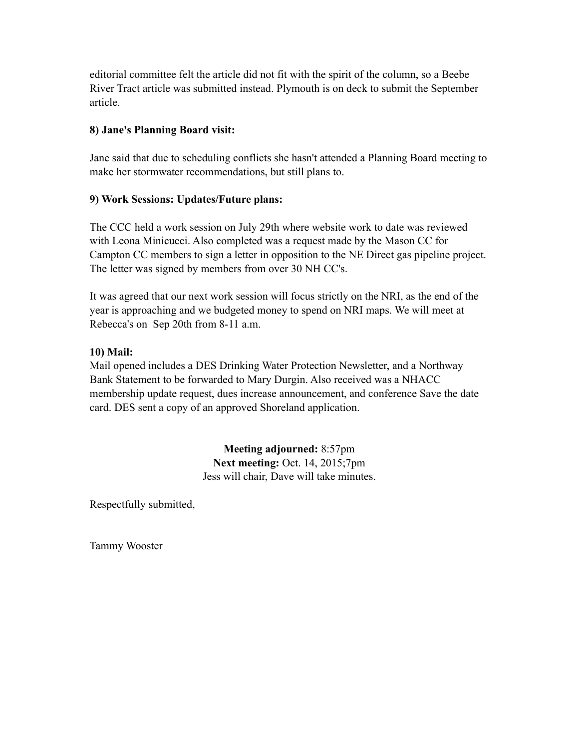editorial committee felt the article did not fit with the spirit of the column, so a Beebe River Tract article was submitted instead. Plymouth is on deck to submit the September article.

**8) Jane's Planning Board visit:**

Jane said that due to scheduling conflicts she hasn't attended a Planning Board meeting to make her stormwater recommendations, but still plans to.

**9) Work Sessions: Updates/Future plans:**

The CCC held a work session on July 29th where website work to date was reviewed with Leona Minicucci. Also completed was a request made by the Mason CC for Campton CC members to sign a letter in opposition to the NE Direct gas pipeline project. The letter was signed by members from over 30 NH CC's.

It was agreed that our next work session will focus strictly on the NRI, as the end of the year is approaching and we budgeted money to spend on NRI maps. We will meet at Rebecca's on Sep 20th from 8-11 a.m.

**10) Mail:**
Mail opened includes a DES Drinking Water Protection Newsletter, and a Northway Bank Statement to be forwarded to Mary Durgin. Also received was a NHACC membership update request, dues increase announcement, and conference Save the date card. DES sent a copy of an approved Shoreland application.

**Meeting adjourned:** 8:57pm
**Next meeting:** Oct. 14, 2015;7pm
Jess will chair, Dave will take minutes.

Respectfully submitted,

Tammy Wooster